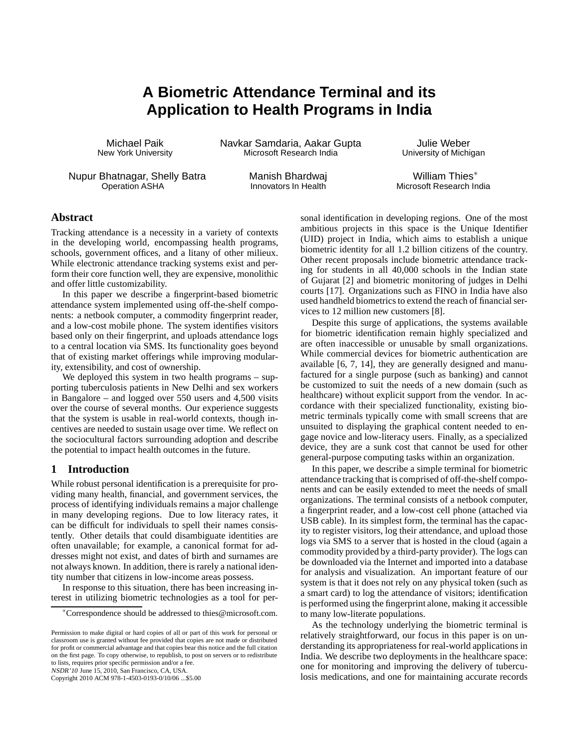# A Biometric Attendance Terminal and its Application to Health Programs in India

Michael Paik
New York University

Navkar Samdaria, Aakar Gupta
Microsoft Research India

Julie Weber
University of Michigan

Nupur Bhatnagar, Shelly Batra
Operation ASHA

Manish Bhardwaj
Innovators In Health

William Thies*
Microsoft Research India

## Abstract

Tracking attendance is a necessity in a variety of contexts in the developing world, encompassing health programs, schools, government offices, and a litany of other milieux. While electronic attendance tracking systems exist and perform their core function well, they are expensive, monolithic and offer little customizability.

In this paper we describe a fingerprint-based biometric attendance system implemented using off-the-shelf components: a netbook computer, a commodity fingerprint reader, and a low-cost mobile phone. The system identifies visitors based only on their fingerprint, and uploads attendance logs to a central location via SMS. Its functionality goes beyond that of existing market offerings while improving modularity, extensibility, and cost of ownership.

We deployed this system in two health programs – supporting tuberculosis patients in New Delhi and sex workers in Bangalore – and logged over 550 users and 4,500 visits over the course of several months. Our experience suggests that the system is usable in real-world contexts, though incentives are needed to sustain usage over time. We reflect on the sociocultural factors surrounding adoption and describe the potential to impact health outcomes in the future.

## 1 Introduction

While robust personal identification is a prerequisite for providing many health, financial, and government services, the process of identifying individuals remains a major challenge in many developing regions. Due to low literacy rates, it can be difficult for individuals to spell their names consistently. Other details that could disambiguate identities are often unavailable; for example, a canonical format for addresses might not exist, and dates of birth and surnames are not always known. In addition, there is rarely a national identity number that citizens in low-income areas possess.

In response to this situation, there has been increasing interest in utilizing biometric technologies as a tool for personal identification in developing regions. One of the most ambitious projects in this space is the Unique Identifier (UID) project in India, which aims to establish a unique biometric identity for all 1.2 billion citizens of the country. Other recent proposals include biometric attendance tracking for students in all 40,000 schools in the Indian state of Gujarat [2] and biometric monitoring of judges in Delhi courts [17]. Organizations such as FINO in India have also used handheld biometrics to extend the reach of financial services to 12 million new customers [8].

Despite this surge of applications, the systems available for biometric identification remain highly specialized and are often inaccessible or unusable by small organizations. While commercial devices for biometric authentication are available [6, 7, 14], they are generally designed and manufactured for a single purpose (such as banking) and cannot be customized to suit the needs of a new domain (such as healthcare) without explicit support from the vendor. In accordance with their specialized functionality, existing biometric terminals typically come with small screens that are unsuited to displaying the graphical content needed to engage novice and low-literacy users. Finally, as a specialized device, they are a sunk cost that cannot be used for other general-purpose computing tasks within an organization.

In this paper, we describe a simple terminal for biometric attendance tracking that is comprised of off-the-shelf components and can be easily extended to meet the needs of small organizations. The terminal consists of a netbook computer, a fingerprint reader, and a low-cost cell phone (attached via USB cable). In its simplest form, the terminal has the capacity to register visitors, log their attendance, and upload those logs via SMS to a server that is hosted in the cloud (again a commodity provided by a third-party provider). The logs can be downloaded via the Internet and imported into a database for analysis and visualization. An important feature of our system is that it does not rely on any physical token (such as a smart card) to log the attendance of visitors; identification is performed using the fingerprint alone, making it accessible to many low-literate populations.

As the technology underlying the biometric terminal is relatively straightforward, our focus in this paper is on understanding its appropriateness for real-world applications in India. We describe two deployments in the healthcare space: one for monitoring and improving the delivery of tuberculosis medications, and one for maintaining accurate records

*Correspondence should be addressed to thies@microsoft.com.

Permission to make digital or hard copies of all or part of this work for personal or classroom use is granted without fee provided that copies are not made or distributed for profit or commercial advantage and that copies bear this notice and the full citation on the first page. To copy otherwise, to republish, to post on servers or to redistribute to lists, requires prior specific permission and/or a fee.
*NSDR'10* June 15, 2010, San Francisco, CA, USA.
Copyright 2010 ACM 978-1-4503-0193-0/10/06 ...$5.00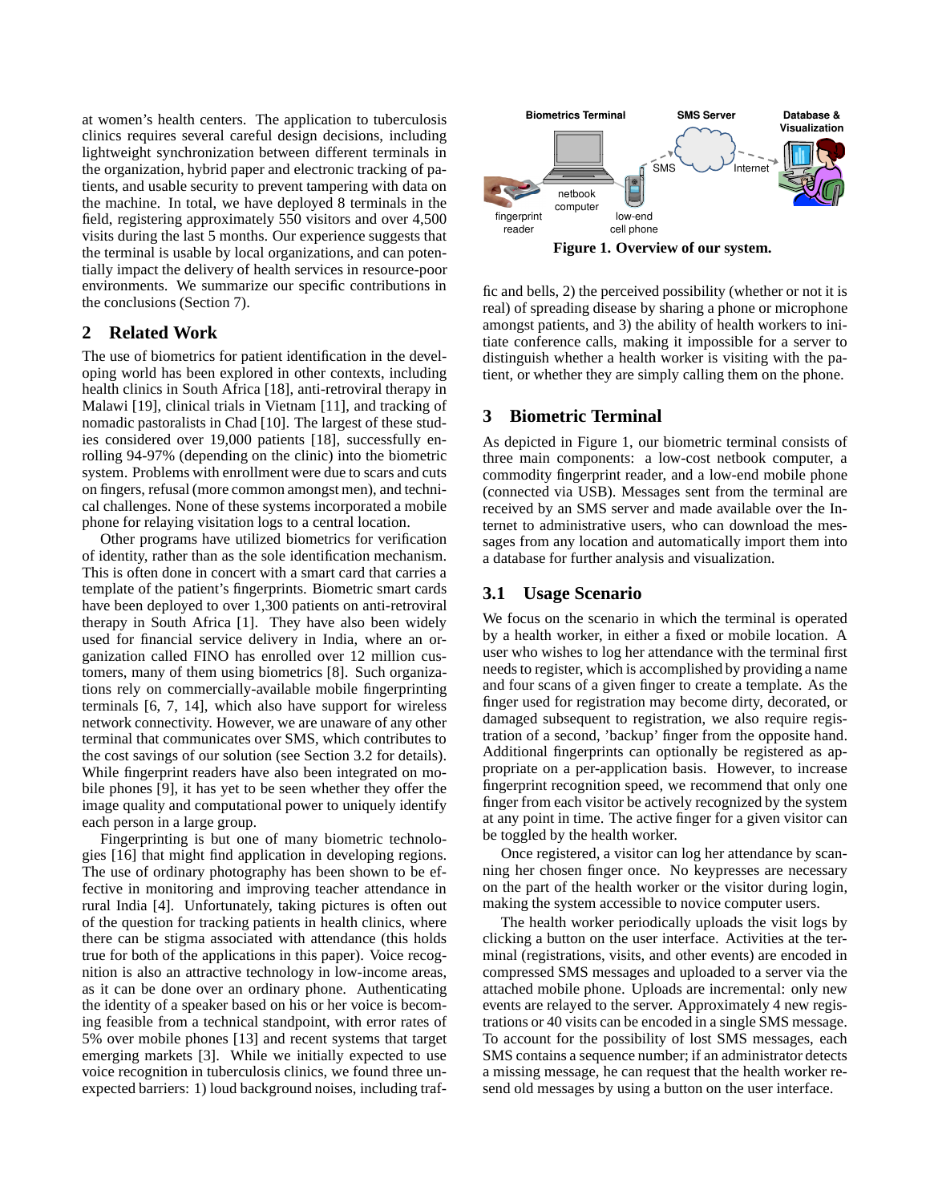at women's health centers. The application to tuberculosis clinics requires several careful design decisions, including lightweight synchronization between different terminals in the organization, hybrid paper and electronic tracking of patients, and usable security to prevent tampering with data on the machine. In total, we have deployed 8 terminals in the field, registering approximately 550 visitors and over 4,500 visits during the last 5 months. Our experience suggests that the terminal is usable by local organizations, and can potentially impact the delivery of health services in resource-poor environments. We summarize our specific contributions in the conclusions (Section 7).

## 2 Related Work

The use of biometrics for patient identification in the developing world has been explored in other contexts, including health clinics in South Africa [18], anti-retroviral therapy in Malawi [19], clinical trials in Vietnam [11], and tracking of nomadic pastoralists in Chad [10]. The largest of these studies considered over 19,000 patients [18], successfully enrolling 94-97% (depending on the clinic) into the biometric system. Problems with enrollment were due to scars and cuts on fingers, refusal (more common amongst men), and technical challenges. None of these systems incorporated a mobile phone for relaying visitation logs to a central location.

Other programs have utilized biometrics for verification of identity, rather than as the sole identification mechanism. This is often done in concert with a smart card that carries a template of the patient's fingerprints. Biometric smart cards have been deployed to over 1,300 patients on anti-retroviral therapy in South Africa [1]. They have also been widely used for financial service delivery in India, where an organization called FINO has enrolled over 12 million customers, many of them using biometrics [8]. Such organizations rely on commercially-available mobile fingerprinting terminals [6, 7, 14], which also have support for wireless network connectivity. However, we are unaware of any other terminal that communicates over SMS, which contributes to the cost savings of our solution (see Section 3.2 for details). While fingerprint readers have also been integrated on mobile phones [9], it has yet to be seen whether they offer the image quality and computational power to uniquely identify each person in a large group.

Fingerprinting is but one of many biometric technologies [16] that might find application in developing regions. The use of ordinary photography has been shown to be effective in monitoring and improving teacher attendance in rural India [4]. Unfortunately, taking pictures is often out of the question for tracking patients in health clinics, where there can be stigma associated with attendance (this holds true for both of the applications in this paper). Voice recognition is also an attractive technology in low-income areas, as it can be done over an ordinary phone. Authenticating the identity of a speaker based on his or her voice is becoming feasible from a technical standpoint, with error rates of 5% over mobile phones [13] and recent systems that target emerging markets [3]. While we initially expected to use voice recognition in tuberculosis clinics, we found three unexpected barriers: 1) loud background noises, including traffic and bells, 2) the perceived possibility (whether or not it is real) of spreading disease by sharing a phone or microphone amongst patients, and 3) the ability of health workers to initiate conference calls, making it impossible for a server to distinguish whether a health worker is visiting with the patient, or whether they are simply calling them on the phone.

**Figure 1. Overview of our system.**

## 3 Biometric Terminal

As depicted in Figure 1, our biometric terminal consists of three main components: a low-cost netbook computer, a commodity fingerprint reader, and a low-end mobile phone (connected via USB). Messages sent from the terminal are received by an SMS server and made available over the Internet to administrative users, who can download the messages from any location and automatically import them into a database for further analysis and visualization.

### 3.1 Usage Scenario

We focus on the scenario in which the terminal is operated by a health worker, in either a fixed or mobile location. A user who wishes to log her attendance with the terminal first needs to register, which is accomplished by providing a name and four scans of a given finger to create a template. As the finger used for registration may become dirty, decorated, or damaged subsequent to registration, we also require registration of a second, 'backup' finger from the opposite hand. Additional fingerprints can optionally be registered as appropriate on a per-application basis. However, to increase fingerprint recognition speed, we recommend that only one finger from each visitor be actively recognized by the system at any point in time. The active finger for a given visitor can be toggled by the health worker.

Once registered, a visitor can log her attendance by scanning her chosen finger once. No keypresses are necessary on the part of the health worker or the visitor during login, making the system accessible to novice computer users.

The health worker periodically uploads the visit logs by clicking a button on the user interface. Activities at the terminal (registrations, visits, and other events) are encoded in compressed SMS messages and uploaded to a server via the attached mobile phone. Uploads are incremental: only new events are relayed to the server. Approximately 4 new registrations or 40 visits can be encoded in a single SMS message. To account for the possibility of lost SMS messages, each SMS contains a sequence number; if an administrator detects a missing message, he can request that the health worker resend old messages by using a button on the user interface.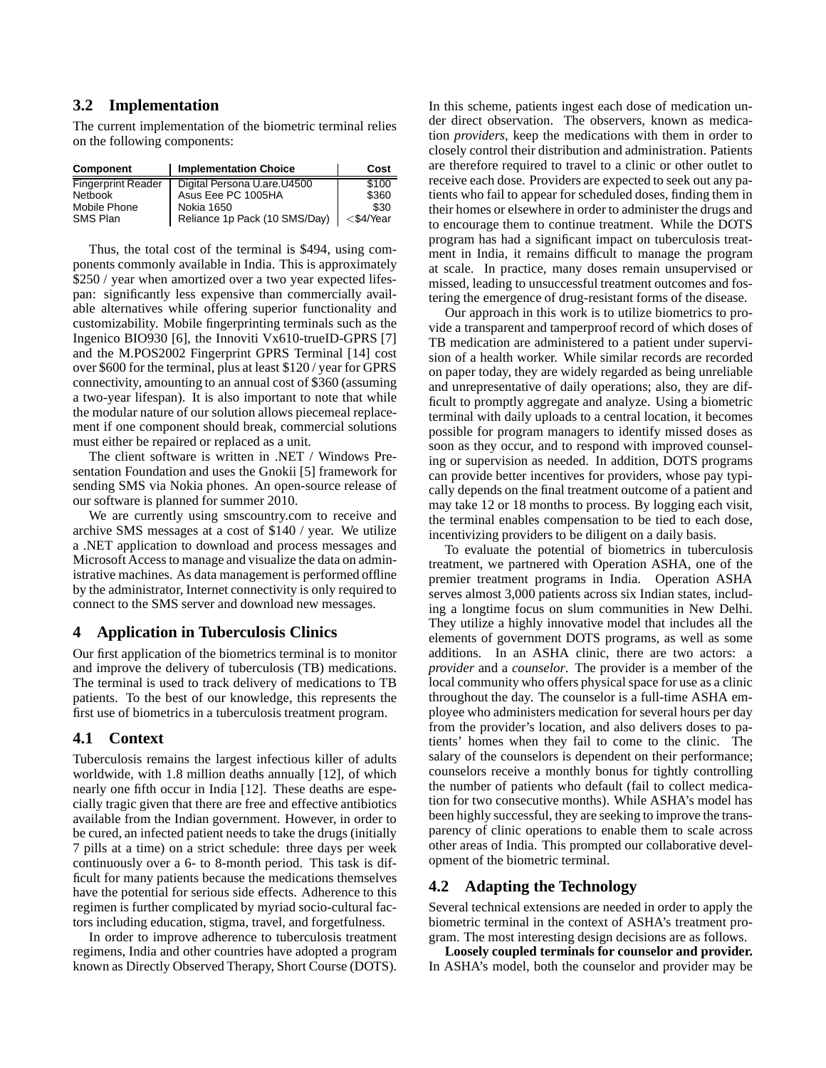## 3.2 Implementation

The current implementation of the biometric terminal relies on the following components:

| Component | Implementation Choice | Cost |
|---|---|---|
| Fingerprint Reader | Digital Persona U.are.U4500 | $100 |
| Netbook | Asus Eee PC 1005HA | $360 |
| Mobile Phone | Nokia 1650 | $30 |
| SMS Plan | Reliance 1p Pack (10 SMS/Day) | <$4/Year |

Thus, the total cost of the terminal is $494, using components commonly available in India. This is approximately $250 / year when amortized over a two year expected lifespan: significantly less expensive than commercially available alternatives while offering superior functionality and customizability. Mobile fingerprinting terminals such as the Ingenico BIO930 [6], the Innoviti Vx610-trueID-GPRS [7] and the M.POS2002 Fingerprint GPRS Terminal [14] cost over $600 for the terminal, plus at least $120 / year for GPRS connectivity, amounting to an annual cost of $360 (assuming a two-year lifespan). It is also important to note that while the modular nature of our solution allows piecemeal replacement if one component should break, commercial solutions must either be repaired or replaced as a unit.

The client software is written in .NET / Windows Presentation Foundation and uses the Gnokii [5] framework for sending SMS via Nokia phones. An open-source release of our software is planned for summer 2010.

We are currently using smscountry.com to receive and archive SMS messages at a cost of $140 / year. We utilize a .NET application to download and process messages and Microsoft Access to manage and visualize the data on administrative machines. As data management is performed offline by the administrator, Internet connectivity is only required to connect to the SMS server and download new messages.

# 4 Application in Tuberculosis Clinics

Our first application of the biometrics terminal is to monitor and improve the delivery of tuberculosis (TB) medications. The terminal is used to track delivery of medications to TB patients. To the best of our knowledge, this represents the first use of biometrics in a tuberculosis treatment program.

## 4.1 Context

Tuberculosis remains the largest infectious killer of adults worldwide, with 1.8 million deaths annually [12], of which nearly one fifth occur in India [12]. These deaths are especially tragic given that there are free and effective antibiotics available from the Indian government. However, in order to be cured, an infected patient needs to take the drugs (initially 7 pills at a time) on a strict schedule: three days per week continuously over a 6- to 8-month period. This task is difficult for many patients because the medications themselves have the potential for serious side effects. Adherence to this regimen is further complicated by myriad socio-cultural factors including education, stigma, travel, and forgetfulness.

In order to improve adherence to tuberculosis treatment regimens, India and other countries have adopted a program known as Directly Observed Therapy, Short Course (DOTS). In this scheme, patients ingest each dose of medication under direct observation. The observers, known as medication *providers*, keep the medications with them in order to closely control their distribution and administration. Patients are therefore required to travel to a clinic or other outlet to receive each dose. Providers are expected to seek out any patients who fail to appear for scheduled doses, finding them in their homes or elsewhere in order to administer the drugs and to encourage them to continue treatment. While the DOTS program has had a significant impact on tuberculosis treatment in India, it remains difficult to manage the program at scale. In practice, many doses remain unsupervised or missed, leading to unsuccessful treatment outcomes and fostering the emergence of drug-resistant forms of the disease.

Our approach in this work is to utilize biometrics to provide a transparent and tamperproof record of which doses of TB medication are administered to a patient under supervision of a health worker. While similar records are recorded on paper today, they are widely regarded as being unreliable and unrepresentative of daily operations; also, they are difficult to promptly aggregate and analyze. Using a biometric terminal with daily uploads to a central location, it becomes possible for program managers to identify missed doses as soon as they occur, and to respond with improved counseling or supervision as needed. In addition, DOTS programs can provide better incentives for providers, whose pay typically depends on the final treatment outcome of a patient and may take 12 or 18 months to process. By logging each visit, the terminal enables compensation to be tied to each dose, incentivizing providers to be diligent on a daily basis.

To evaluate the potential of biometrics in tuberculosis treatment, we partnered with Operation ASHA, one of the premier treatment programs in India. Operation ASHA serves almost 3,000 patients across six Indian states, including a longtime focus on slum communities in New Delhi. They utilize a highly innovative model that includes all the elements of government DOTS programs, as well as some additions. In an ASHA clinic, there are two actors: a *provider* and a *counselor*. The provider is a member of the local community who offers physical space for use as a clinic throughout the day. The counselor is a full-time ASHA employee who administers medication for several hours per day from the provider's location, and also delivers doses to patients' homes when they fail to come to the clinic. The salary of the counselors is dependent on their performance; counselors receive a monthly bonus for tightly controlling the number of patients who default (fail to collect medication for two consecutive months). While ASHA's model has been highly successful, they are seeking to improve the transparency of clinic operations to enable them to scale across other areas of India. This prompted our collaborative development of the biometric terminal.

## 4.2 Adapting the Technology

Several technical extensions are needed in order to apply the biometric terminal in the context of ASHA's treatment program. The most interesting design decisions are as follows.

**Loosely coupled terminals for counselor and provider.** In ASHA's model, both the counselor and provider may be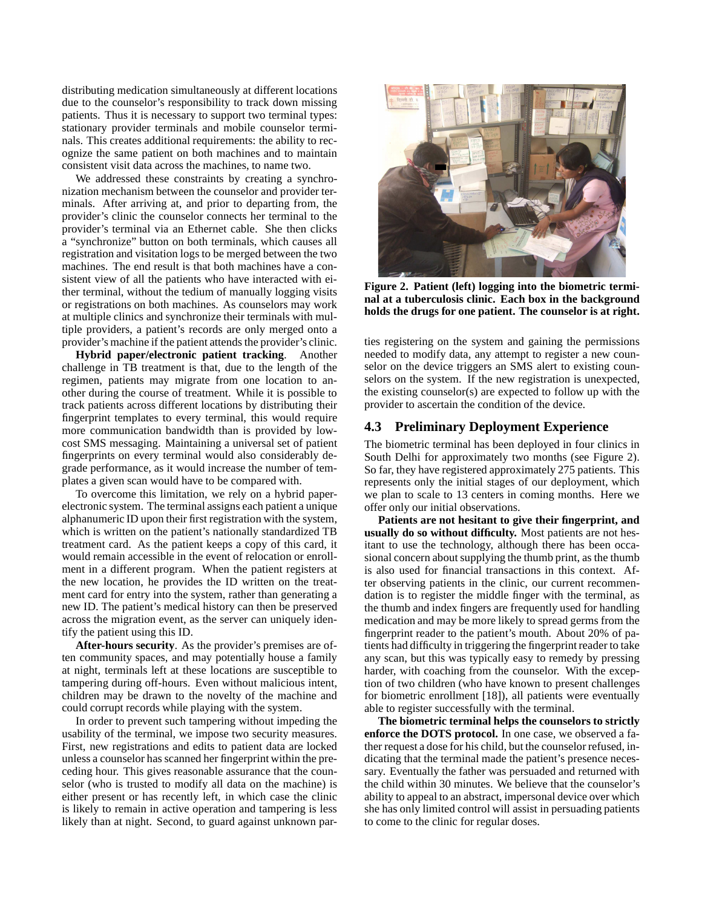distributing medication simultaneously at different locations due to the counselor's responsibility to track down missing patients. Thus it is necessary to support two terminal types: stationary provider terminals and mobile counselor terminals. This creates additional requirements: the ability to recognize the same patient on both machines and to maintain consistent visit data across the machines, to name two.

We addressed these constraints by creating a synchronization mechanism between the counselor and provider terminals. After arriving at, and prior to departing from, the provider's clinic the counselor connects her terminal to the provider's terminal via an Ethernet cable. She then clicks a "synchronize" button on both terminals, which causes all registration and visitation logs to be merged between the two machines. The end result is that both machines have a consistent view of all the patients who have interacted with either terminal, without the tedium of manually logging visits or registrations on both machines. As counselors may work at multiple clinics and synchronize their terminals with multiple providers, a patient's records are only merged onto a provider's machine if the patient attends the provider's clinic.

**Hybrid paper/electronic patient tracking**. Another challenge in TB treatment is that, due to the length of the regimen, patients may migrate from one location to another during the course of treatment. While it is possible to track patients across different locations by distributing their fingerprint templates to every terminal, this would require more communication bandwidth than is provided by low-cost SMS messaging. Maintaining a universal set of patient fingerprints on every terminal would also considerably degrade performance, as it would increase the number of templates a given scan would have to be compared with.

To overcome this limitation, we rely on a hybrid paper-electronic system. The terminal assigns each patient a unique alphanumeric ID upon their first registration with the system, which is written on the patient's nationally standardized TB treatment card. As the patient keeps a copy of this card, it would remain accessible in the event of relocation or enrollment in a different program. When the patient registers at the new location, he provides the ID written on the treatment card for entry into the system, rather than generating a new ID. The patient's medical history can then be preserved across the migration event, as the server can uniquely identify the patient using this ID.

**After-hours security**. As the provider's premises are often community spaces, and may potentially house a family at night, terminals left at these locations are susceptible to tampering during off-hours. Even without malicious intent, children may be drawn to the novelty of the machine and could corrupt records while playing with the system.

In order to prevent such tampering without impeding the usability of the terminal, we impose two security measures. First, new registrations and edits to patient data are locked unless a counselor has scanned her fingerprint within the preceding hour. This gives reasonable assurance that the counselor (who is trusted to modify all data on the machine) is either present or has recently left, in which case the clinic is likely to remain in active operation and tampering is less likely than at night. Second, to guard against unknown parties registering on the system and gaining the permissions needed to modify data, any attempt to register a new counselor on the device triggers an SMS alert to existing counselors on the system. If the new registration is unexpected, the existing counselor(s) are expected to follow up with the provider to ascertain the condition of the device.

**Figure 2. Patient (left) logging into the biometric terminal at a tuberculosis clinic. Each box in the background holds the drugs for one patient. The counselor is at right.**

## 4.3 Preliminary Deployment Experience

The biometric terminal has been deployed in four clinics in South Delhi for approximately two months (see Figure 2). So far, they have registered approximately 275 patients. This represents only the initial stages of our deployment, which we plan to scale to 13 centers in coming months. Here we offer only our initial observations.

**Patients are not hesitant to give their fingerprint, and usually do so without difficulty.** Most patients are not hesitant to use the technology, although there has been occasional concern about supplying the thumb print, as the thumb is also used for financial transactions in this context. After observing patients in the clinic, our current recommendation is to register the middle finger with the terminal, as the thumb and index fingers are frequently used for handling medication and may be more likely to spread germs from the fingerprint reader to the patient's mouth. About 20% of patients had difficulty in triggering the fingerprint reader to take any scan, but this was typically easy to remedy by pressing harder, with coaching from the counselor. With the exception of two children (who have known to present challenges for biometric enrollment [18]), all patients were eventually able to register successfully with the terminal.

**The biometric terminal helps the counselors to strictly enforce the DOTS protocol.** In one case, we observed a father request a dose for his child, but the counselor refused, indicating that the terminal made the patient's presence necessary. Eventually the father was persuaded and returned with the child within 30 minutes. We believe that the counselor's ability to appeal to an abstract, impersonal device over which she has only limited control will assist in persuading patients to come to the clinic for regular doses.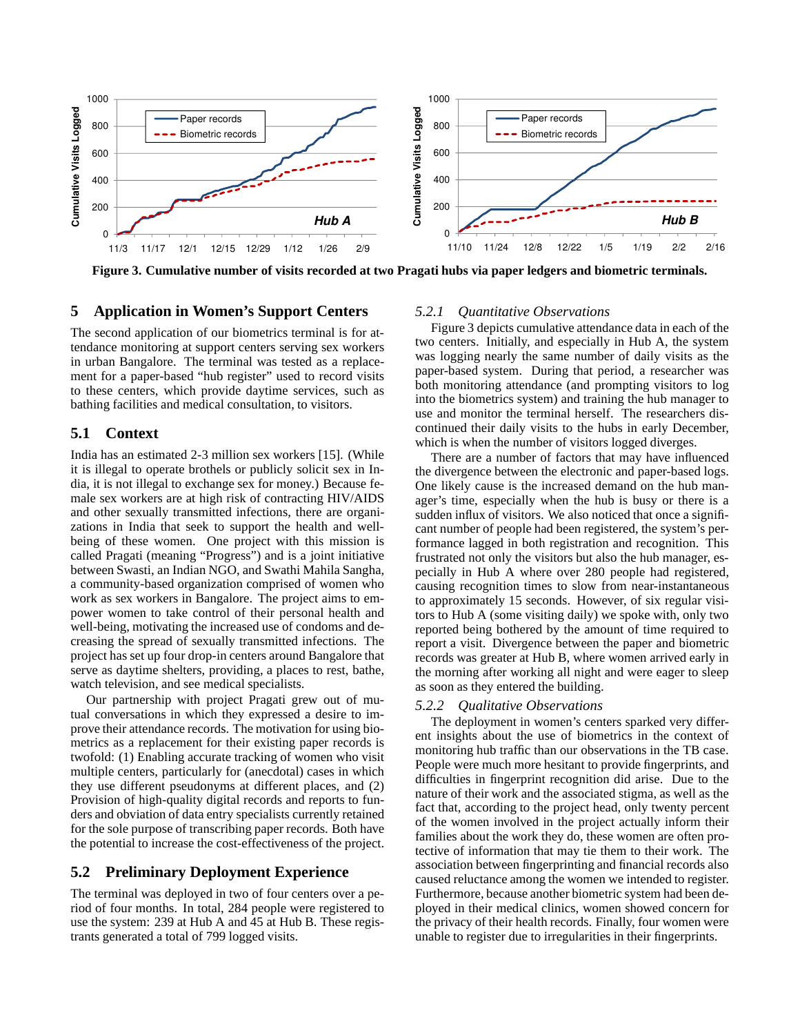1000
800
600
400
200
0
Cumulative Visits Logged
11/3 11/17 12/1 12/15 12/29 1/12 1/26 2/9
Paper records
Biometric records
Hub A

1000
800
600
400
200
0
Cumulative Visits Logged
11/10 11/24 12/8 12/22 1/5 1/19 2/2 2/16
Paper records
Biometric records
Hub B

**Figure 3. Cumulative number of visits recorded at two Pragati hubs via paper ledgers and biometric terminals.**

## 5 Application in Women's Support Centers

The second application of our biometrics terminal is for attendance monitoring at support centers serving sex workers in urban Bangalore. The terminal was tested as a replacement for a paper-based "hub register" used to record visits to these centers, which provide daytime services, such as bathing facilities and medical consultation, to visitors.

### 5.1 Context

India has an estimated 2-3 million sex workers [15]. (While it is illegal to operate brothels or publicly solicit sex in India, it is not illegal to exchange sex for money.) Because female sex workers are at high risk of contracting HIV/AIDS and other sexually transmitted infections, there are organizations in India that seek to support the health and well-being of these women. One project with this mission is called Pragati (meaning "Progress") and is a joint initiative between Swasti, an Indian NGO, and Swathi Mahila Sangha, a community-based organization comprised of women who work as sex workers in Bangalore. The project aims to empower women to take control of their personal health and well-being, motivating the increased use of condoms and decreasing the spread of sexually transmitted infections. The project has set up four drop-in centers around Bangalore that serve as daytime shelters, providing, a places to rest, bathe, watch television, and see medical specialists.

Our partnership with project Pragati grew out of mutual conversations in which they expressed a desire to improve their attendance records. The motivation for using biometrics as a replacement for their existing paper records is twofold: (1) Enabling accurate tracking of women who visit multiple centers, particularly for (anecdotal) cases in which they use different pseudonyms at different places, and (2) Provision of high-quality digital records and reports to funders and obviation of data entry specialists currently retained for the sole purpose of transcribing paper records. Both have the potential to increase the cost-effectiveness of the project.

### 5.2 Preliminary Deployment Experience

The terminal was deployed in two of four centers over a period of four months. In total, 284 people were registered to use the system: 239 at Hub A and 45 at Hub B. These registrants generated a total of 799 logged visits.

#### 5.2.1 *Quantitative Observations*

Figure 3 depicts cumulative attendance data in each of the two centers. Initially, and especially in Hub A, the system was logging nearly the same number of daily visits as the paper-based system. During that period, a researcher was both monitoring attendance (and prompting visitors to log into the biometrics system) and training the hub manager to use and monitor the terminal herself. The researchers discontinued their daily visits to the hubs in early December, which is when the number of visitors logged diverges.

There are a number of factors that may have influenced the divergence between the electronic and paper-based logs. One likely cause is the increased demand on the hub manager's time, especially when the hub is busy or there is a sudden influx of visitors. We also noticed that once a significant number of people had been registered, the system's performance lagged in both registration and recognition. This frustrated not only the visitors but also the hub manager, especially in Hub A where over 280 people had registered, causing recognition times to slow from near-instantaneous to approximately 15 seconds. However, of six regular visitors to Hub A (some visiting daily) we spoke with, only two reported being bothered by the amount of time required to report a visit. Divergence between the paper and biometric records was greater at Hub B, where women arrived early in the morning after working all night and were eager to sleep as soon as they entered the building.

#### 5.2.2 *Qualitative Observations*

The deployment in women's centers sparked very different insights about the use of biometrics in the context of monitoring hub traffic than our observations in the TB case. People were much more hesitant to provide fingerprints, and difficulties in fingerprint recognition did arise. Due to the nature of their work and the associated stigma, as well as the fact that, according to the project head, only twenty percent of the women involved in the project actually inform their families about the work they do, these women are often protective of information that may tie them to their work. The association between fingerprinting and financial records also caused reluctance among the women we intended to register. Furthermore, because another biometric system had been deployed in their medical clinics, women showed concern for the privacy of their health records. Finally, four women were unable to register due to irregularities in their fingerprints.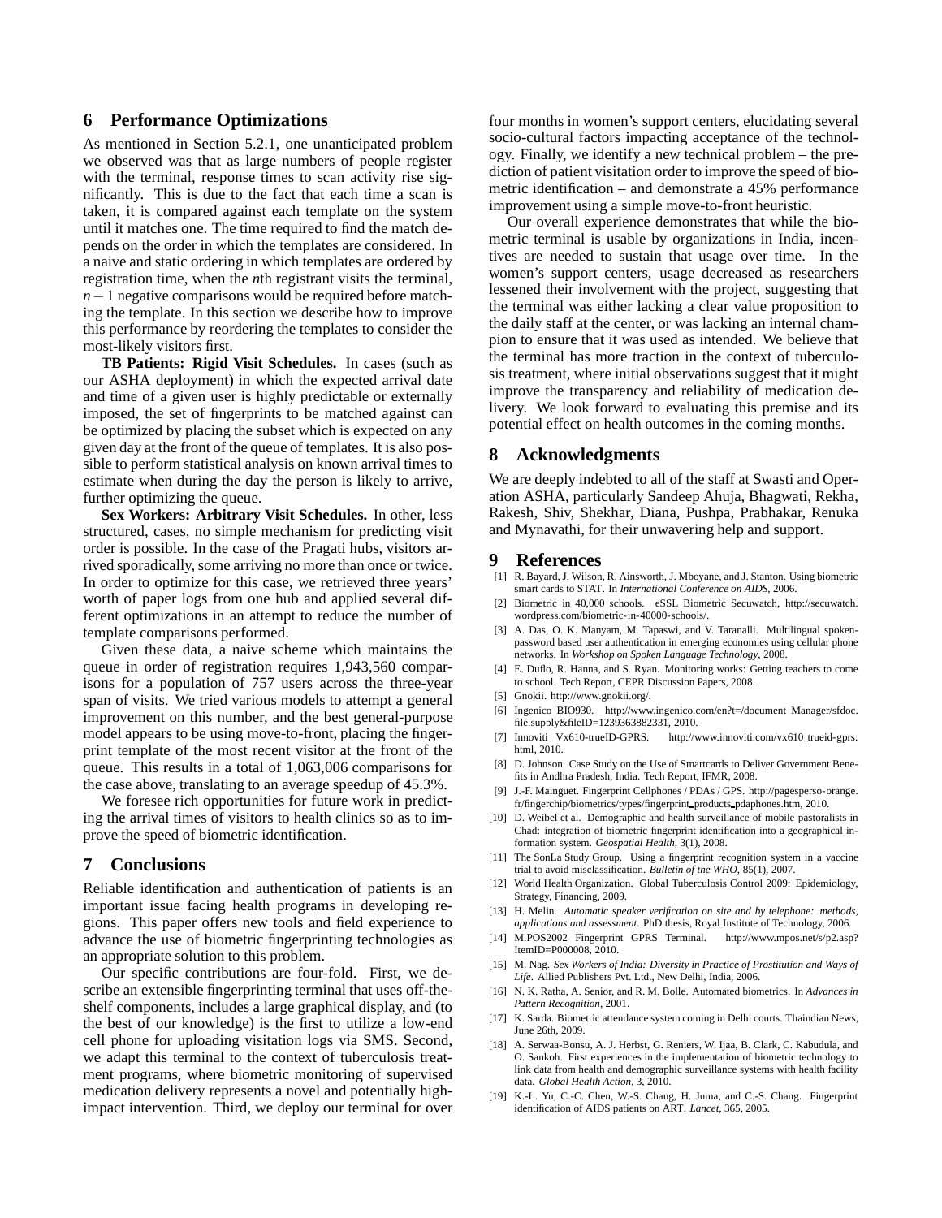## 6 Performance Optimizations

As mentioned in Section 5.2.1, one unanticipated problem we observed was that as large numbers of people register with the terminal, response times to scan activity rise significantly. This is due to the fact that each time a scan is taken, it is compared against each template on the system until it matches one. The time required to find the match depends on the order in which the templates are considered. In a naive and static ordering in which templates are ordered by registration time, when the $n$th registrant visits the terminal, $n-1$ negative comparisons would be required before matching the template. In this section we describe how to improve this performance by reordering the templates to consider the most-likely visitors first.

**TB Patients: Rigid Visit Schedules.** In cases (such as our ASHA deployment) in which the expected arrival date and time of a given user is highly predictable or externally imposed, the set of fingerprints to be matched against can be optimized by placing the subset which is expected on any given day at the front of the queue of templates. It is also possible to perform statistical analysis on known arrival times to estimate when during the day the person is likely to arrive, further optimizing the queue.

**Sex Workers: Arbitrary Visit Schedules.** In other, less structured, cases, no simple mechanism for predicting visit order is possible. In the case of the Pragati hubs, visitors arrived sporadically, some arriving no more than once or twice. In order to optimize for this case, we retrieved three years' worth of paper logs from one hub and applied several different optimizations in an attempt to reduce the number of template comparisons performed.

Given these data, a naive scheme which maintains the queue in order of registration requires 1,943,560 comparisons for a population of 757 users across the three-year span of visits. We tried various models to attempt a general improvement on this number, and the best general-purpose model appears to be using move-to-front, placing the fingerprint template of the most recent visitor at the front of the queue. This results in a total of 1,063,006 comparisons for the case above, translating to an average speedup of 45.3%.

We foresee rich opportunities for future work in predicting the arrival times of visitors to health clinics so as to improve the speed of biometric identification.

## 7 Conclusions

Reliable identification and authentication of patients is an important issue facing health programs in developing regions. This paper offers new tools and field experience to advance the use of biometric fingerprinting technologies as an appropriate solution to this problem.

Our specific contributions are four-fold. First, we describe an extensible fingerprinting terminal that uses off-the-shelf components, includes a large graphical display, and (to the best of our knowledge) is the first to utilize a low-end cell phone for uploading visitation logs via SMS. Second, we adapt this terminal to the context of tuberculosis treatment programs, where biometric monitoring of supervised medication delivery represents a novel and potentially high-impact intervention. Third, we deploy our terminal for over four months in women's support centers, elucidating several socio-cultural factors impacting acceptance of the technology. Finally, we identify a new technical problem – the prediction of patient visitation order to improve the speed of biometric identification – and demonstrate a 45% performance improvement using a simple move-to-front heuristic.

Our overall experience demonstrates that while the biometric terminal is usable by organizations in India, incentives are needed to sustain that usage over time. In the women's support centers, usage decreased as researchers lessened their involvement with the project, suggesting that the terminal was either lacking a clear value proposition to the daily staff at the center, or was lacking an internal champion to ensure that it was used as intended. We believe that the terminal has more traction in the context of tuberculosis treatment, where initial observations suggest that it might improve the transparency and reliability of medication delivery. We look forward to evaluating this premise and its potential effect on health outcomes in the coming months.

## 8 Acknowledgments

We are deeply indebted to all of the staff at Swasti and Operation ASHA, particularly Sandeep Ahuja, Bhagwati, Rekha, Rakesh, Shiv, Shekhar, Diana, Pushpa, Prabhakar, Renuka and Mynavathi, for their unwavering help and support.

## 9 References

[1] R. Bayard, J. Wilson, R. Ainsworth, J. Mboyane, and J. Stanton. Using biometric smart cards to STAT. In *International Conference on AIDS*, 2006.

[2] Biometric in 40,000 schools. eSSL Biometric Secuwatch, http://secuwatch.wordpress.com/biometric-in-40000-schools/.

[3] A. Das, O. K. Manyam, M. Tapaswi, and V. Taranalli. Multilingual spoken-password based user authentication in emerging economies using cellular phone networks. In *Workshop on Spoken Language Technology*, 2008.

[4] E. Duflo, R. Hanna, and S. Ryan. Monitoring works: Getting teachers to come to school. Tech Report, CEPR Discussion Papers, 2008.

[5] Gnokii. http://www.gnokii.org/.

[6] Ingenico BIO930. http://www.ingenico.com/en?t=/document Manager/sfdoc.file.supply&fileID=1239363882331, 2010.

[7] Innoviti Vx610-trueID-GPRS. http://www.innoviti.com/vx610_trueid-gprs.html, 2010.

[8] D. Johnson. Case Study on the Use of Smartcards to Deliver Government Benefits in Andhra Pradesh, India. Tech Report, IFMR, 2008.

[9] J.-F. Mainguet. Fingerprint Cellphones / PDAs / GPS. http://pagesperso-orange.fr/fingerchip/biometrics/types/fingerprint_products_pdaphones.htm, 2010.

[10] D. Weibel et al. Demographic and health surveillance of mobile pastoralists in Chad: integration of biometric fingerprint identification into a geographical information system. *Geospatial Health*, 3(1), 2008.

[11] The SonLa Study Group. Using a fingerprint recognition system in a vaccine trial to avoid misclassification. *Bulletin of the WHO*, 85(1), 2007.

[12] World Health Organization. Global Tuberculosis Control 2009: Epidemiology, Strategy, Financing, 2009.

[13] H. Melin. *Automatic speaker verification on site and by telephone: methods, applications and assessment*. PhD thesis, Royal Institute of Technology, 2006.

[14] M.POS2002 Fingerprint GPRS Terminal. http://www.mpos.net/s/p2.asp?ItemID=P000008, 2010.

[15] M. Nag. *Sex Workers of India: Diversity in Practice of Prostitution and Ways of Life*. Allied Publishers Pvt. Ltd., New Delhi, India, 2006.

[16] N. K. Ratha, A. Senior, and R. M. Bolle. Automated biometrics. In *Advances in Pattern Recognition*, 2001.

[17] K. Sarda. Biometric attendance system coming in Delhi courts. Thaindian News, June 26th, 2009.

[18] A. Serwaa-Bonsu, A. J. Herbst, G. Reniers, W. Ijaa, B. Clark, C. Kabudula, and O. Sankoh. First experiences in the implementation of biometric technology to link data from health and demographic surveillance systems with health facility data. *Global Health Action*, 3, 2010.

[19] K.-L. Yu, C.-C. Chen, W.-S. Chang, H. Juma, and C.-S. Chang. Fingerprint identification of AIDS patients on ART. *Lancet*, 365, 2005.